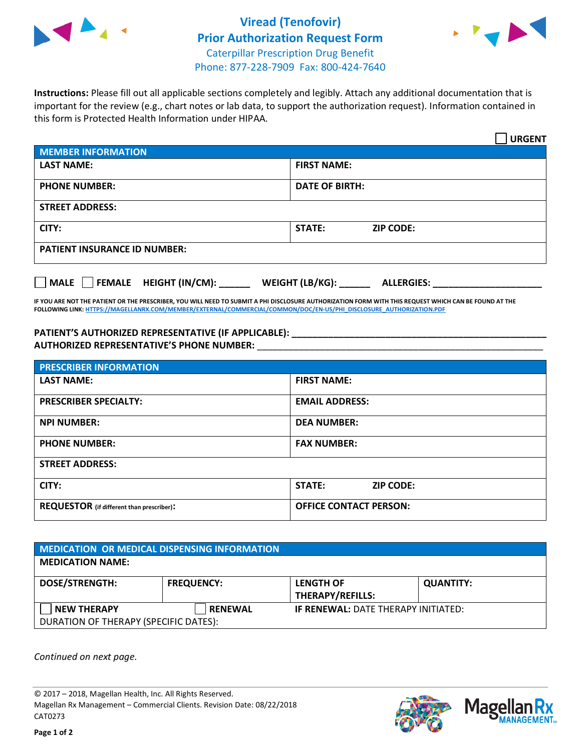# Viread (Tenofovir)
## Prior Authorization Request Form

Caterpillar Prescription Drug Benefit
Phone: 877-228-7909 Fax: 800-424-7640

**Instructions:** Please fill out all applicable sections completely and legibly. Attach any additional documentation that is important for the review (e.g., chart notes or lab data, to support the authorization request). Information contained in this form is Protected Health Information under HIPAA.

☐ **URGENT**

| **MEMBER INFORMATION** | |
|---|---|
| **LAST NAME:** | **FIRST NAME:** |
| **PHONE NUMBER:** | **DATE OF BIRTH:** |
| **STREET ADDRESS:** | |
| **CITY:** | **STATE:** **ZIP CODE:** |
| **PATIENT INSURANCE ID NUMBER:** | |

☐ **MALE** ☐ **FEMALE** **HEIGHT (IN/CM):** ______ **WEIGHT (LB/KG):** ______ **ALLERGIES:** ____________________

**IF YOU ARE NOT THE PATIENT OR THE PRESCRIBER, YOU WILL NEED TO SUBMIT A PHI DISCLOSURE AUTHORIZATION FORM WITH THIS REQUEST WHICH CAN BE FOUND AT THE FOLLOWING LINK: HTTPS://MAGELLANRX.COM/MEMBER/EXTERNAL/COMMERCIAL/COMMON/DOC/EN-US/PHI_DISCLOSURE_AUTHORIZATION.PDF**

**PATIENT'S AUTHORIZED REPRESENTATIVE (IF APPLICABLE):** ____________________________________________
**AUTHORIZED REPRESENTATIVE'S PHONE NUMBER:** ____________________________________________

| **PRESCRIBER INFORMATION** | |
|---|---|
| **LAST NAME:** | **FIRST NAME:** |
| **PRESCRIBER SPECIALTY:** | **EMAIL ADDRESS:** |
| **NPI NUMBER:** | **DEA NUMBER:** |
| **PHONE NUMBER:** | **FAX NUMBER:** |
| **STREET ADDRESS:** | |
| **CITY:** | **STATE:** **ZIP CODE:** |
| **REQUESTOR** (if different than prescriber)**:** | **OFFICE CONTACT PERSON:** |

| **MEDICATION OR MEDICAL DISPENSING INFORMATION** | | | |
|---|---|---|---|
| **MEDICATION NAME:** | | | |
| **DOSE/STRENGTH:** | **FREQUENCY:** | **LENGTH OF THERAPY/REFILLS:** | **QUANTITY:** |
| ☐ **NEW THERAPY** | ☐ **RENEWAL** | **IF RENEWAL:** DATE THERAPY INITIATED: | |
| DURATION OF THERAPY (SPECIFIC DATES): | | | |

*Continued on next page.*

© 2017 – 2018, Magellan Health, Inc. All Rights Reserved.
Magellan Rx Management – Commercial Clients. Revision Date: 08/22/2018
CAT0273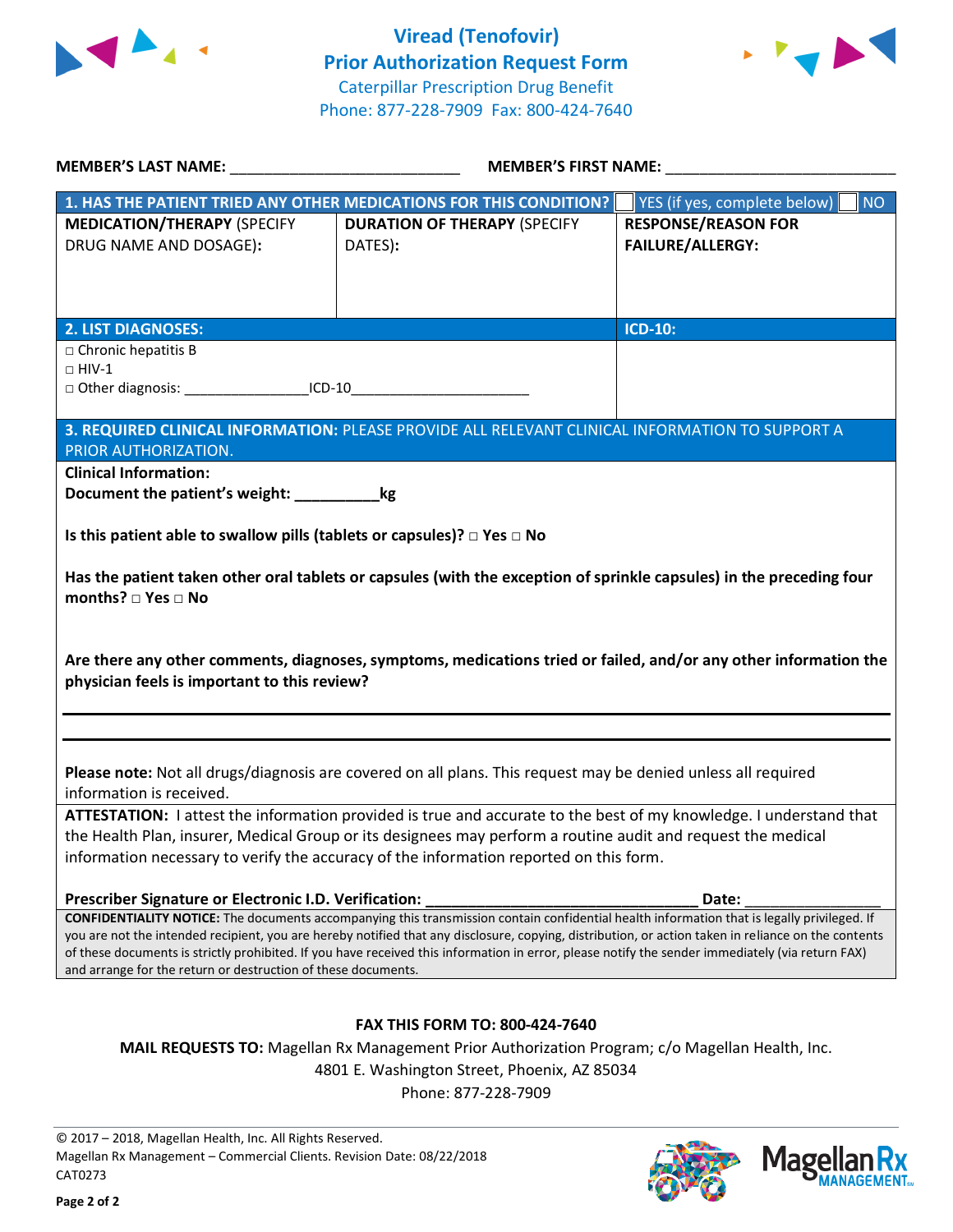# Viread (Tenofovir) Prior Authorization Request Form

Caterpillar Prescription Drug Benefit
Phone: 877-228-7909 Fax: 800-424-7640

**MEMBER'S LAST NAME:** ___________________________ **MEMBER'S FIRST NAME:** ___________________________

| **1. HAS THE PATIENT TRIED ANY OTHER MEDICATIONS FOR THIS CONDITION?** | | ☐ YES (if yes, complete below) ☐ NO |
|---|---|---|
| **MEDICATION/THERAPY** (SPECIFY DRUG NAME AND DOSAGE): | **DURATION OF THERAPY** (SPECIFY DATES): | **RESPONSE/REASON FOR FAILURE/ALLERGY:** |
| | | |

| **2. LIST DIAGNOSES:** | **ICD-10:** |
|---|---|
| □ Chronic hepatitis B<br>□ HIV-1<br>□ Other diagnosis: ________________ICD-10_______________________ | |

**3. REQUIRED CLINICAL INFORMATION:** PLEASE PROVIDE ALL RELEVANT CLINICAL INFORMATION TO SUPPORT A PRIOR AUTHORIZATION.

**Clinical Information:**

**Document the patient's weight: __________kg**

**Is this patient able to swallow pills (tablets or capsules)? □ Yes □ No**

**Has the patient taken other oral tablets or capsules (with the exception of sprinkle capsules) in the preceding four months? □ Yes □ No**

**Are there any other comments, diagnoses, symptoms, medications tried or failed, and/or any other information the physician feels is important to this review?**

_______________________________________________________________________________

_______________________________________________________________________________

**Please note:** Not all drugs/diagnosis are covered on all plans. This request may be denied unless all required information is received.

**ATTESTATION:** I attest the information provided is true and accurate to the best of my knowledge. I understand that the Health Plan, insurer, Medical Group or its designees may perform a routine audit and request the medical information necessary to verify the accuracy of the information reported on this form.

**Prescriber Signature or Electronic I.D. Verification:** ________________________________ **Date:** ________________

**CONFIDENTIALITY NOTICE:** The documents accompanying this transmission contain confidential health information that is legally privileged. If you are not the intended recipient, you are hereby notified that any disclosure, copying, distribution, or action taken in reliance on the contents of these documents is strictly prohibited. If you have received this information in error, please notify the sender immediately (via return FAX) and arrange for the return or destruction of these documents.

**FAX THIS FORM TO: 800-424-7640**

**MAIL REQUESTS TO:** Magellan Rx Management Prior Authorization Program; c/o Magellan Health, Inc.
4801 E. Washington Street, Phoenix, AZ 85034
Phone: 877-228-7909

© 2017 – 2018, Magellan Health, Inc. All Rights Reserved.
Magellan Rx Management – Commercial Clients. Revision Date: 08/22/2018
CAT0273